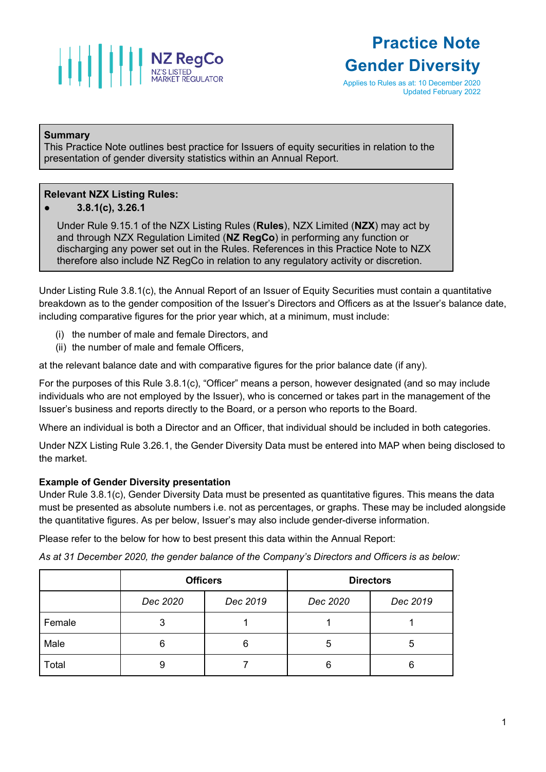NZ RegCo
NZ'S LISTED MARKET REGULATOR

# Practice Note Gender Diversity

Applies to Rules as at: 10 December 2020
Updated February 2022

**Summary**
This Practice Note outlines best practice for Issuers of equity securities in relation to the presentation of gender diversity statistics within an Annual Report.

**Relevant NZX Listing Rules:**

- **3.8.1(c), 3.26.1**

Under Rule 9.15.1 of the NZX Listing Rules (**Rules**), NZX Limited (**NZX**) may act by and through NZX Regulation Limited (**NZ RegCo**) in performing any function or discharging any power set out in the Rules. References in this Practice Note to NZX therefore also include NZ RegCo in relation to any regulatory activity or discretion.

Under Listing Rule 3.8.1(c), the Annual Report of an Issuer of Equity Securities must contain a quantitative breakdown as to the gender composition of the Issuer's Directors and Officers as at the Issuer's balance date, including comparative figures for the prior year which, at a minimum, must include:

(i) the number of male and female Directors, and
(ii) the number of male and female Officers,

at the relevant balance date and with comparative figures for the prior balance date (if any).

For the purposes of this Rule 3.8.1(c), "Officer" means a person, however designated (and so may include individuals who are not employed by the Issuer), who is concerned or takes part in the management of the Issuer's business and reports directly to the Board, or a person who reports to the Board.

Where an individual is both a Director and an Officer, that individual should be included in both categories.

Under NZX Listing Rule 3.26.1, the Gender Diversity Data must be entered into MAP when being disclosed to the market.

**Example of Gender Diversity presentation**
Under Rule 3.8.1(c), Gender Diversity Data must be presented as quantitative figures. This means the data must be presented as absolute numbers i.e. not as percentages, or graphs. These may be included alongside the quantitative figures. As per below, Issuer's may also include gender-diverse information.

Please refer to the below for how to best present this data within the Annual Report:

*As at 31 December 2020, the gender balance of the Company's Directors and Officers is as below:*

| | Officers | | Directors | |
|---|---|---|---|---|
| | *Dec 2020* | *Dec 2019* | *Dec 2020* | *Dec 2019* |
| Female | 3 | 1 | 1 | 1 |
| Male | 6 | 6 | 5 | 5 |
| Total | 9 | 7 | 6 | 6 |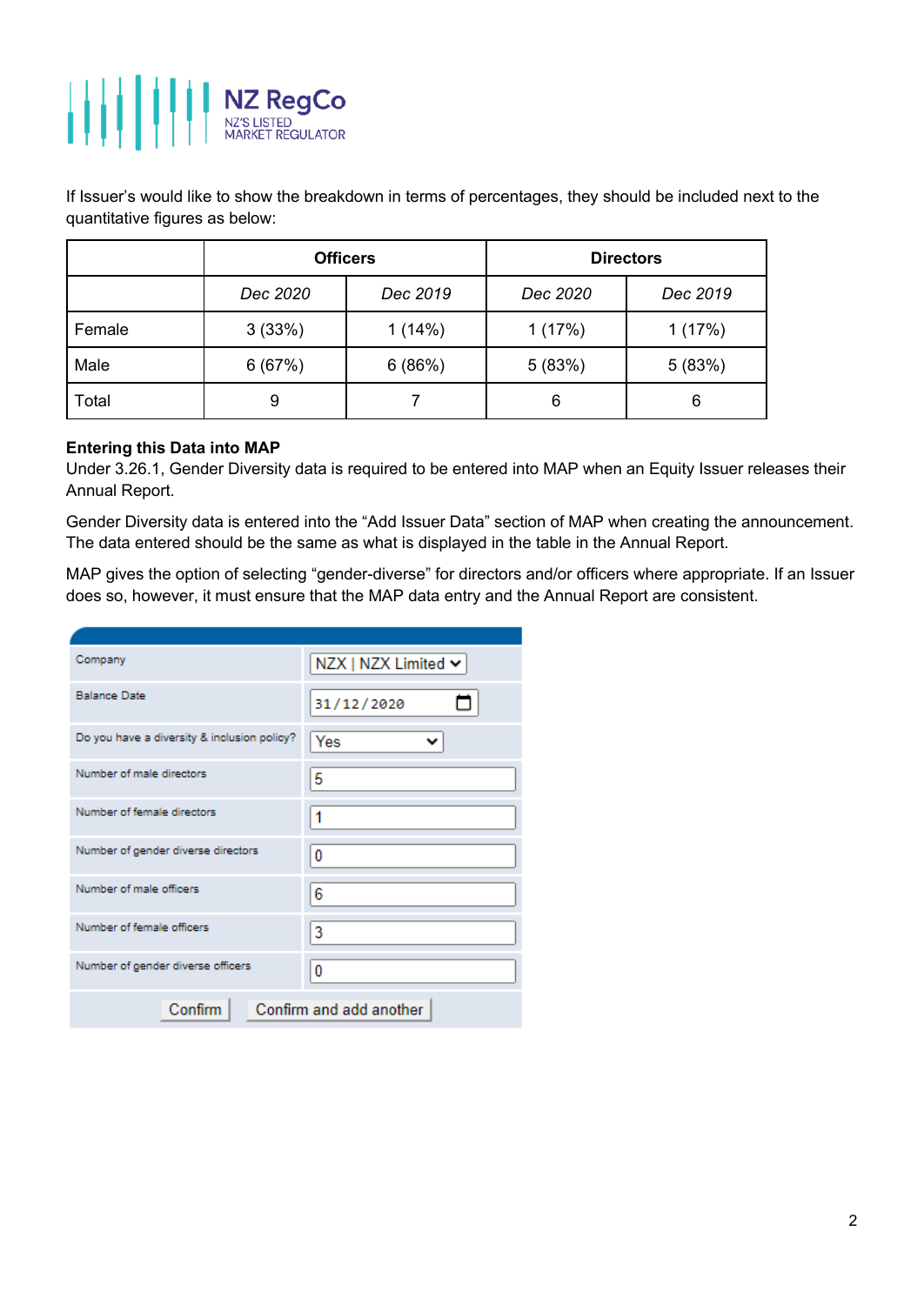If Issuer's would like to show the breakdown in terms of percentages, they should be included next to the quantitative figures as below:

| | **Officers** | | **Directors** | |
|---|---|---|---|---|
| | *Dec 2020* | *Dec 2019* | *Dec 2020* | *Dec 2019* |
| Female | 3 (33%) | 1 (14%) | 1 (17%) | 1 (17%) |
| Male | 6 (67%) | 6 (86%) | 5 (83%) | 5 (83%) |
| Total | 9 | 7 | 6 | 6 |

**Entering this Data into MAP**

Under 3.26.1, Gender Diversity data is required to be entered into MAP when an Equity Issuer releases their Annual Report.

Gender Diversity data is entered into the "Add Issuer Data" section of MAP when creating the announcement. The data entered should be the same as what is displayed in the table in the Annual Report.

MAP gives the option of selecting "gender-diverse" for directors and/or officers where appropriate. If an Issuer does so, however, it must ensure that the MAP data entry and the Annual Report are consistent.

| | |
|---|---|
| Company | NZX \| NZX Limited |
| Balance Date | 31/12/2020 |
| Do you have a diversity & inclusion policy? | Yes |
| Number of male directors | 5 |
| Number of female directors | 1 |
| Number of gender diverse directors | 0 |
| Number of male officers | 6 |
| Number of female officers | 3 |
| Number of gender diverse officers | 0 |

Confirm | Confirm and add another